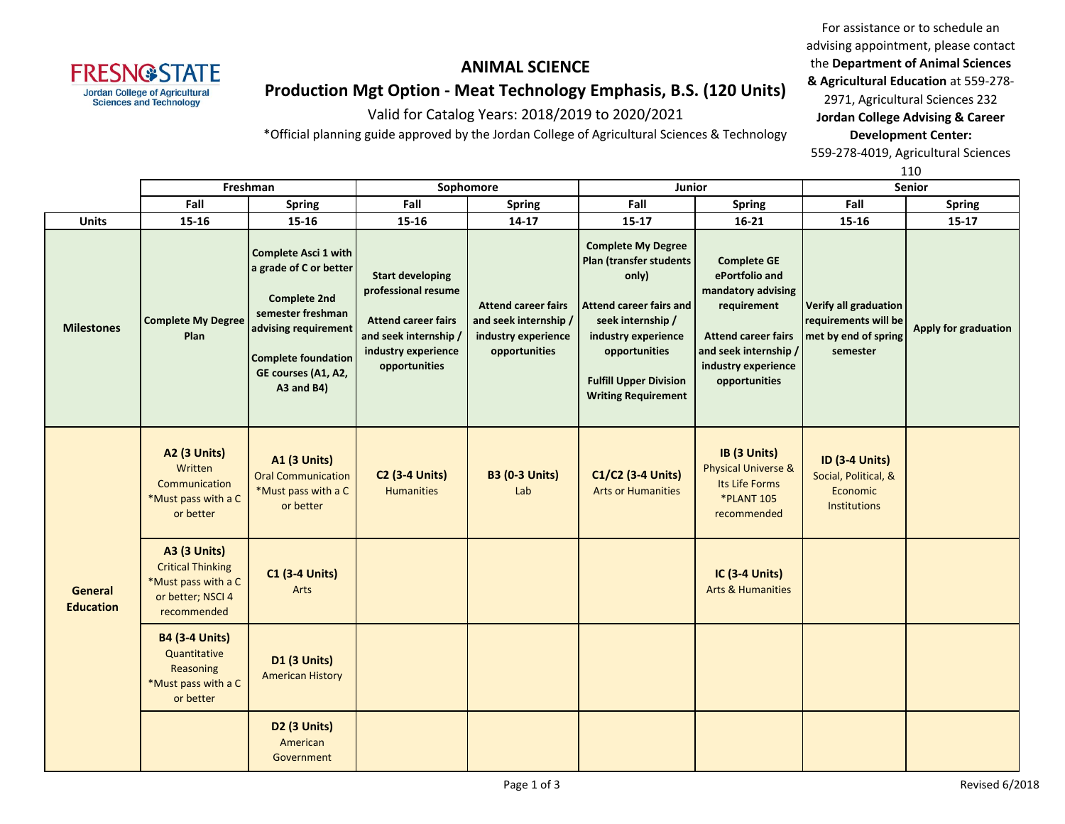FRESNO STATE
Jordan College of Agricultural Sciences and Technology

# ANIMAL SCIENCE

## Production Mgt Option - Meat Technology Emphasis, B.S. (120 Units)

Valid for Catalog Years: 2018/2019 to 2020/2021

*Official planning guide approved by the Jordan College of Agricultural Sciences & Technology

For assistance or to schedule an advising appointment, please contact the **Department of Animal Sciences & Agricultural Education** at 559-278-2971, Agricultural Sciences 232
**Jordan College Advising & Career Development Center:**
559-278-4019, Agricultural Sciences 110

| | Freshman | | Sophomore | | Junior | | Senior | |
|---|---|---|---|---|---|---|---|---|
| | Fall | Spring | Fall | Spring | Fall | Spring | Fall | Spring |
| **Units** | 15-16 | 15-16 | 15-16 | 14-17 | 15-17 | 16-21 | 15-16 | 15-17 |
| **Milestones** | **Complete My Degree Plan** | **Complete Asci 1 with a grade of C or better**<br><br>**Complete 2nd semester freshman advising requirement**<br><br>**Complete foundation GE courses (A1, A2, A3 and B4)** | **Start developing professional resume**<br><br>**Attend career fairs and seek internship / industry experience opportunities** | **Attend career fairs and seek internship / industry experience opportunities** | **Complete My Degree Plan (transfer students only)**<br><br>**Attend career fairs and seek internship / industry experience opportunities**<br><br>**Fulfill Upper Division Writing Requirement** | **Complete GE ePortfolio and mandatory advising requirement**<br><br>**Attend career fairs and seek internship / industry experience opportunities** | **Verify all graduation requirements will be met by end of spring semester** | **Apply for graduation** |
| **General Education** | **A2 (3 Units)** Written Communication *Must pass with a C or better | **A1 (3 Units)** Oral Communication *Must pass with a C or better | **C2 (3-4 Units)** Humanities | **B3 (0-3 Units)** Lab | **C1/C2 (3-4 Units)** Arts or Humanities | **IB (3 Units)** Physical Universe & Its Life Forms *PLANT 105 recommended | **ID (3-4 Units)** Social, Political, & Economic Institutions | |
| | **A3 (3 Units)** Critical Thinking *Must pass with a C or better; NSCI 4 recommended | **C1 (3-4 Units)** Arts | | | | **IC (3-4 Units)** Arts & Humanities | | |
| | **B4 (3-4 Units)** Quantitative Reasoning *Must pass with a C or better | **D1 (3 Units)** American History | | | | | | |
| | | **D2 (3 Units)** American Government | | | | | | |

Revised 6/2018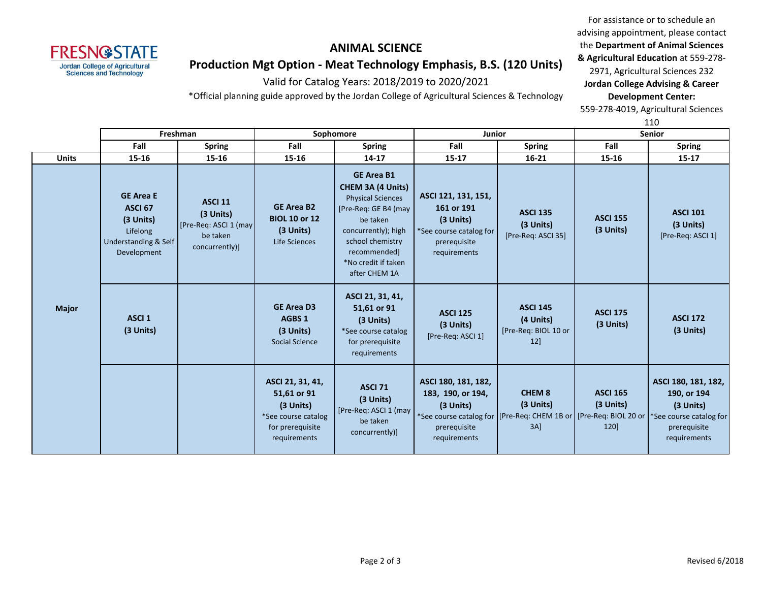# ANIMAL SCIENCE

## Production Mgt Option - Meat Technology Emphasis, B.S. (120 Units)

Valid for Catalog Years: 2018/2019 to 2020/2021

*Official planning guide approved by the Jordan College of Agricultural Sciences & Technology

For assistance or to schedule an advising appointment, please contact the **Department of Animal Sciences & Agricultural Education** at 559-278-2971, Agricultural Sciences 232
**Jordan College Advising & Career Development Center:** 559-278-4019, Agricultural Sciences 110

| | Freshman | | Sophomore | | Junior | | Senior | |
|---|---|---|---|---|---|---|---|---|
| | Fall | Spring | Fall | Spring | Fall | Spring | Fall | Spring |
| **Units** | 15-16 | 15-16 | 15-16 | 14-17 | 15-17 | 16-21 | 15-16 | 15-17 |
| **Major** | **GE Area E ASCI 67 (3 Units)** Lifelong Understanding & Self Development | **ASCI 11 (3 Units)** [Pre-Req: ASCI 1 (may be taken concurrently)] | **GE Area B2 BIOL 10 or 12 (3 Units)** Life Sciences | **GE Area B1 CHEM 3A (4 Units)** Physical Sciences [Pre-Req: GE B4 (may be taken concurrently); high school chemistry recommended] *No credit if taken after CHEM 1A | **ASCI 121, 131, 151, 161 or 191 (3 Units)** *See course catalog for prerequisite requirements | **ASCI 135 (3 Units)** [Pre-Req: ASCI 35] | **ASCI 155 (3 Units)** | **ASCI 101 (3 Units)** [Pre-Req: ASCI 1] |
| | **ASCI 1 (3 Units)** | | **GE Area D3 AGBS 1 (3 Units)** Social Science | **ASCI 21, 31, 41, 51,61 or 91 (3 Units)** *See course catalog for prerequisite requirements | **ASCI 125 (3 Units)** [Pre-Req: ASCI 1] | **ASCI 145 (4 Units)** [Pre-Req: BIOL 10 or 12] | **ASCI 175 (3 Units)** | **ASCI 172 (3 Units)** |
| | | | **ASCI 21, 31, 41, 51,61 or 91 (3 Units)** *See course catalog for prerequisite requirements | **ASCI 71 (3 Units)** [Pre-Req: ASCI 1 (may be taken concurrently)] | **ASCI 180, 181, 182, 183, 190, or 194, (3 Units)** *See course catalog for prerequisite requirements | **CHEM 8 (3 Units)** [Pre-Req: CHEM 1B or 3A] | **ASCI 165 (3 Units)** [Pre-Req: BIOL 20 or 120] | **ASCI 180, 181, 182, 190, or 194 (3 Units)** *See course catalog for prerequisite requirements |

Revised 6/2018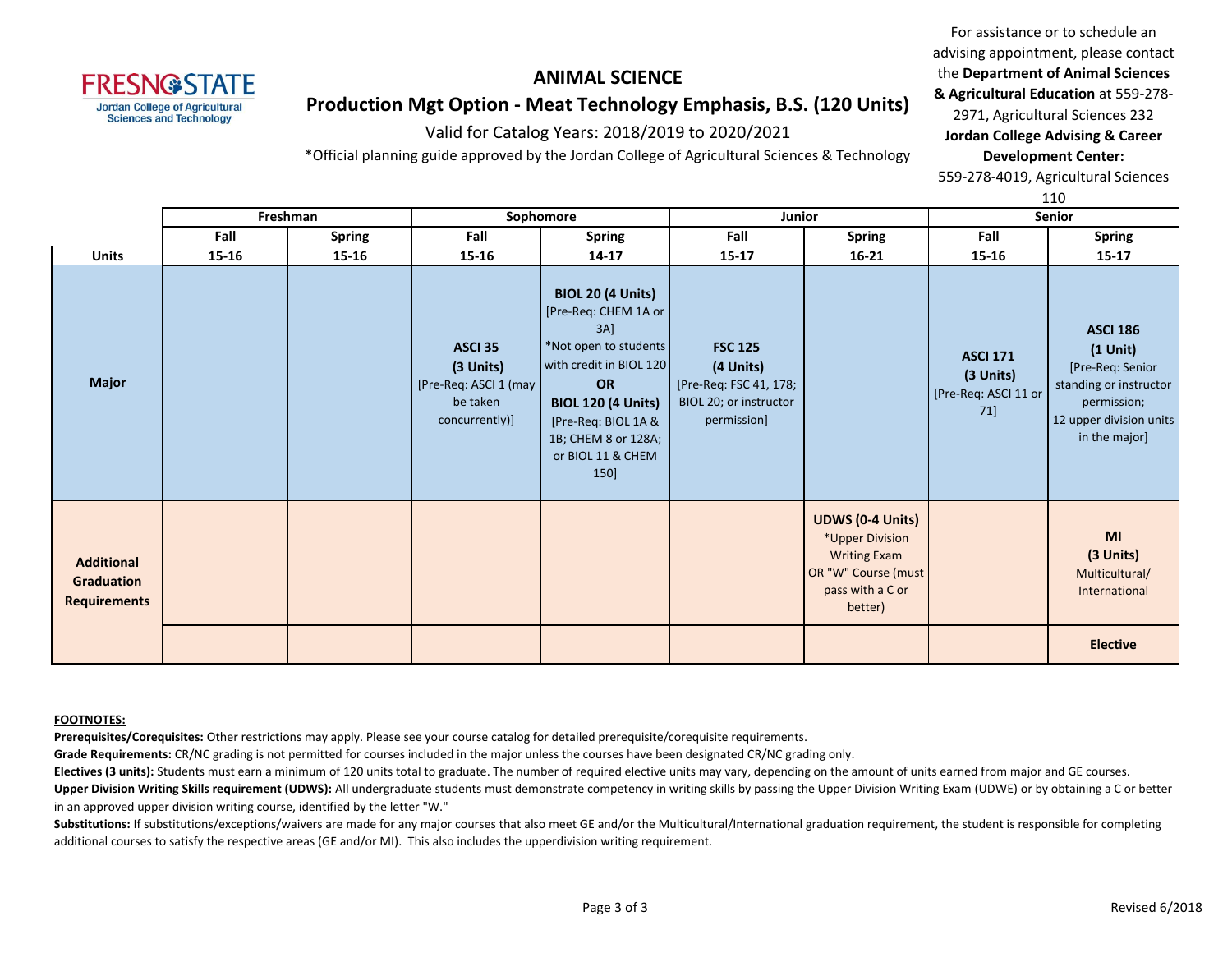FRESNO STATE
Jordan College of Agricultural Sciences and Technology

# ANIMAL SCIENCE

## Production Mgt Option - Meat Technology Emphasis, B.S. (120 Units)

Valid for Catalog Years: 2018/2019 to 2020/2021

*Official planning guide approved by the Jordan College of Agricultural Sciences & Technology

For assistance or to schedule an advising appointment, please contact the **Department of Animal Sciences & Agricultural Education** at 559-278-2971, Agricultural Sciences 232
**Jordan College Advising & Career Development Center:**
559-278-4019, Agricultural Sciences 110

| | Freshman | | Sophomore | | Junior | | Senior | |
|---|---|---|---|---|---|---|---|---|
| | Fall | Spring | Fall | Spring | Fall | Spring | Fall | Spring |
| **Units** | 15-16 | 15-16 | 15-16 | 14-17 | 15-17 | 16-21 | 15-16 | 15-17 |
| **Major** | | | **ASCI 35 (3 Units)** [Pre-Req: ASCI 1 (may be taken concurrently)] | **BIOL 20 (4 Units)** [Pre-Req: CHEM 1A or 3A] *Not open to students with credit in BIOL 120 **OR** **BIOL 120 (4 Units)** [Pre-Req: BIOL 1A & 1B; CHEM 8 or 128A; or BIOL 11 & CHEM 150] | **FSC 125 (4 Units)** [Pre-Req: FSC 41, 178; BIOL 20; or instructor permission] | | **ASCI 171 (3 Units)** [Pre-Req: ASCI 11 or 71] | **ASCI 186 (1 Unit)** [Pre-Req: Senior standing or instructor permission; 12 upper division units in the major] |
| **Additional Graduation Requirements** | | | | | | **UDWS (0-4 Units)** *Upper Division Writing Exam OR "W" Course (must pass with a C or better) | | **MI (3 Units)** Multicultural/ International |
| | | | | | | | | **Elective** |

**FOOTNOTES:**

**Prerequisites/Corequisites:** Other restrictions may apply. Please see your course catalog for detailed prerequisite/corequisite requirements.

**Grade Requirements:** CR/NC grading is not permitted for courses included in the major unless the courses have been designated CR/NC grading only.

**Electives (3 units):** Students must earn a minimum of 120 units total to graduate. The number of required elective units may vary, depending on the amount of units earned from major and GE courses.

**Upper Division Writing Skills requirement (UDWS):** All undergraduate students must demonstrate competency in writing skills by passing the Upper Division Writing Exam (UDWE) or by obtaining a C or better in an approved upper division writing course, identified by the letter "W."

**Substitutions:** If substitutions/exceptions/waivers are made for any major courses that also meet GE and/or the Multicultural/International graduation requirement, the student is responsible for completing additional courses to satisfy the respective areas (GE and/or MI). This also includes the upperdivision writing requirement.

Revised 6/2018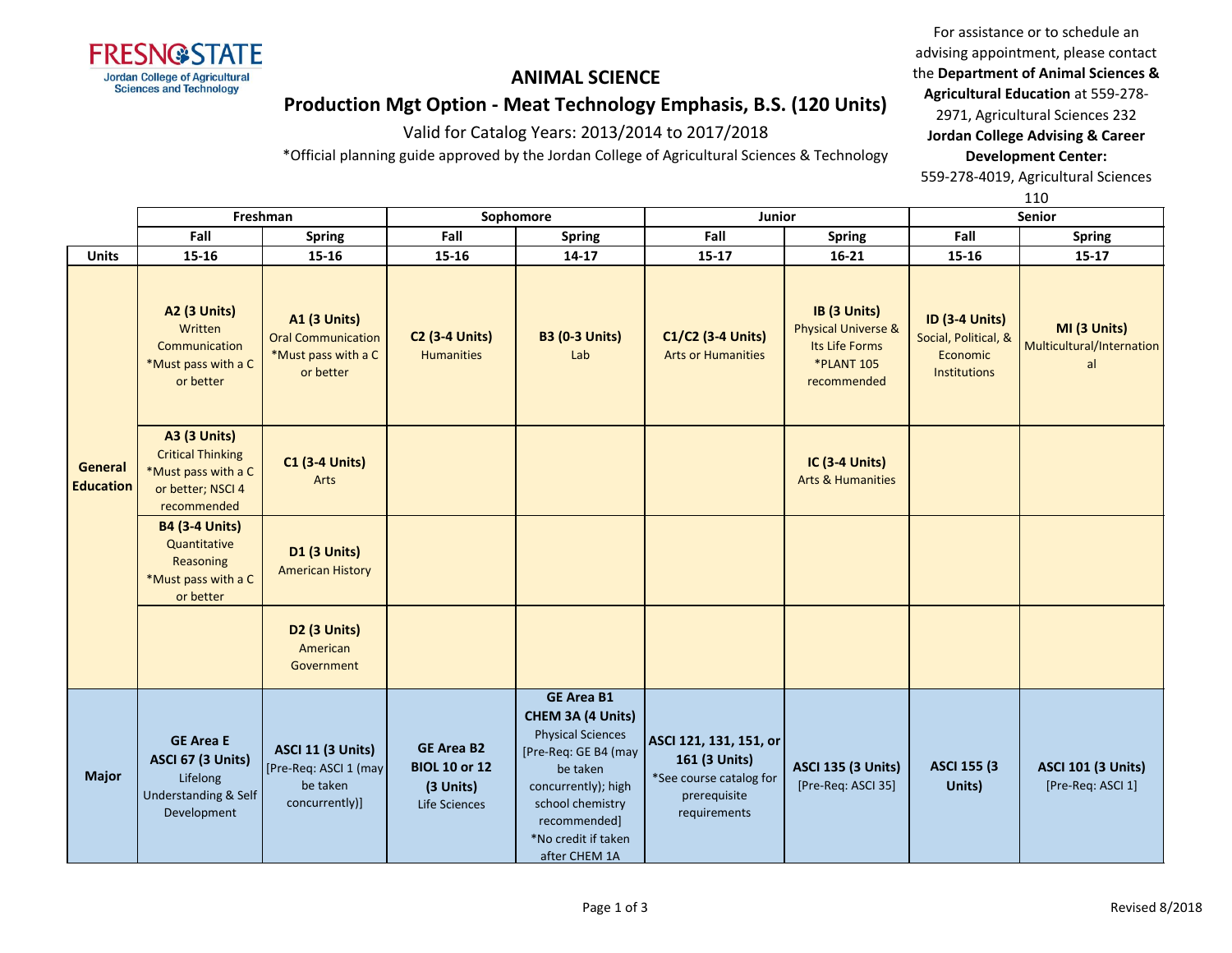# ANIMAL SCIENCE

## Production Mgt Option - Meat Technology Emphasis, B.S. (120 Units)

Valid for Catalog Years: 2013/2014 to 2017/2018

*Official planning guide approved by the Jordan College of Agricultural Sciences & Technology

For assistance or to schedule an advising appointment, please contact the **Department of Animal Sciences & Agricultural Education** at 559-278-2971, Agricultural Sciences 232
**Jordan College Advising & Career Development Center:** 559-278-4019, Agricultural Sciences 110

| | Freshman | | Sophomore | | Junior | | Senior | |
|---|---|---|---|---|---|---|---|---|
| | Fall | Spring | Fall | Spring | Fall | Spring | Fall | Spring |
| **Units** | 15-16 | 15-16 | 15-16 | 14-17 | 15-17 | 16-21 | 15-16 | 15-17 |
| **General Education** | **A2 (3 Units)** Written Communication *Must pass with a C or better | **A1 (3 Units)** Oral Communication *Must pass with a C or better | **C2 (3-4 Units)** Humanities | **B3 (0-3 Units)** Lab | **C1/C2 (3-4 Units)** Arts or Humanities | **IB (3 Units)** Physical Universe & Its Life Forms *PLANT 105 recommended | **ID (3-4 Units)** Social, Political, & Economic Institutions | **MI (3 Units)** Multicultural/International |
| | **A3 (3 Units)** Critical Thinking *Must pass with a C or better; NSCI 4 recommended | **C1 (3-4 Units)** Arts | | | | **IC (3-4 Units)** Arts & Humanities | | |
| | **B4 (3-4 Units)** Quantitative Reasoning *Must pass with a C or better | **D1 (3 Units)** American History | | | | | | |
| | | **D2 (3 Units)** American Government | | | | | | |
| **Major** | **GE Area E ASCI 67 (3 Units)** Lifelong Understanding & Self Development | **ASCI 11 (3 Units)** [Pre-Req: ASCI 1 (may be taken concurrently)] | **GE Area B2 BIOL 10 or 12 (3 Units)** Life Sciences | **GE Area B1 CHEM 3A (4 Units)** Physical Sciences [Pre-Req: GE B4 (may be taken concurrently); high school chemistry recommended] *No credit if taken after CHEM 1A | **ASCI 121, 131, 151, or 161 (3 Units)** *See course catalog for prerequisite requirements | **ASCI 135 (3 Units)** [Pre-Req: ASCI 35] | **ASCI 155 (3 Units)** | **ASCI 101 (3 Units)** [Pre-Req: ASCI 1] |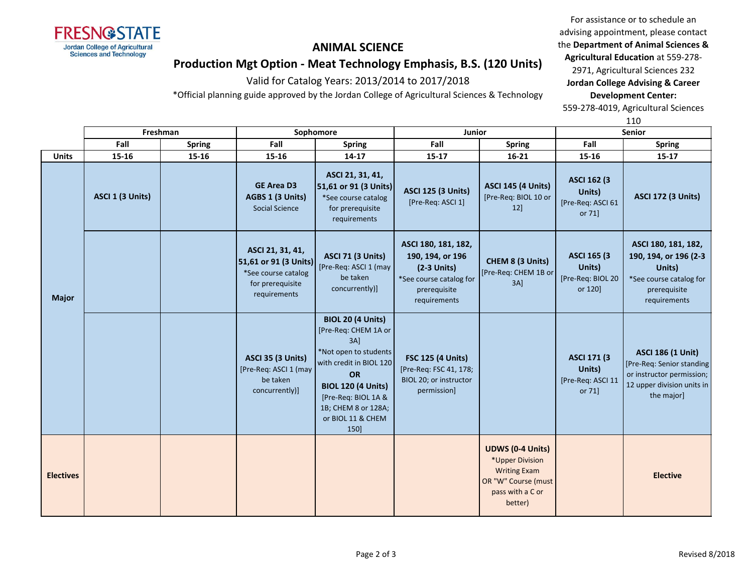# ANIMAL SCIENCE

## Production Mgt Option - Meat Technology Emphasis, B.S. (120 Units)

Valid for Catalog Years: 2013/2014 to 2017/2018

*Official planning guide approved by the Jordan College of Agricultural Sciences & Technology

For assistance or to schedule an advising appointment, please contact the **Department of Animal Sciences & Agricultural Education** at 559-278-2971, Agricultural Sciences 232
**Jordan College Advising & Career Development Center:** 559-278-4019, Agricultural Sciences 110

| | Freshman | | Sophomore | | Junior | | Senior | |
|---|---|---|---|---|---|---|---|---|
| | Fall | Spring | Fall | Spring | Fall | Spring | Fall | Spring |
| **Units** | 15-16 | 15-16 | 15-16 | 14-17 | 15-17 | 16-21 | 15-16 | 15-17 |
| **Major** | **ASCI 1 (3 Units)** | | **GE Area D3 AGBS 1 (3 Units)** Social Science | **ASCI 21, 31, 41, 51,61 or 91 (3 Units)** *See course catalog for prerequisite requirements | **ASCI 125 (3 Units)** [Pre-Req: ASCI 1] | **ASCI 145 (4 Units)** [Pre-Req: BIOL 10 or 12] | **ASCI 162 (3 Units)** [Pre-Req: ASCI 61 or 71] | **ASCI 172 (3 Units)** |
| | | | **ASCI 21, 31, 41, 51,61 or 91 (3 Units)** *See course catalog for prerequisite requirements | **ASCI 71 (3 Units)** [Pre-Req: ASCI 1 (may be taken concurrently)] | **ASCI 180, 181, 182, 190, 194, or 196 (2-3 Units)** *See course catalog for prerequisite requirements | **CHEM 8 (3 Units)** [Pre-Req: CHEM 1B or 3A] | **ASCI 165 (3 Units)** [Pre-Req: BIOL 20 or 120] | **ASCI 180, 181, 182, 190, 194, or 196 (2-3 Units)** *See course catalog for prerequisite requirements |
| | | | **ASCI 35 (3 Units)** [Pre-Req: ASCI 1 (may be taken concurrently)] | **BIOL 20 (4 Units)** [Pre-Req: CHEM 1A or 3A] *Not open to students with credit in BIOL 120 **OR** **BIOL 120 (4 Units)** [Pre-Req: BIOL 1A & 1B; CHEM 8 or 128A; or BIOL 11 & CHEM 150] | **FSC 125 (4 Units)** [Pre-Req: FSC 41, 178; BIOL 20; or instructor permission] | | **ASCI 171 (3 Units)** [Pre-Req: ASCI 11 or 71] | **ASCI 186 (1 Unit)** [Pre-Req: Senior standing or instructor permission; 12 upper division units in the major] |
| **Electives** | | | | | | **UDWS (0-4 Units)** *Upper Division Writing Exam OR "W" Course (must pass with a C or better) | | **Elective** |

Revised 8/2018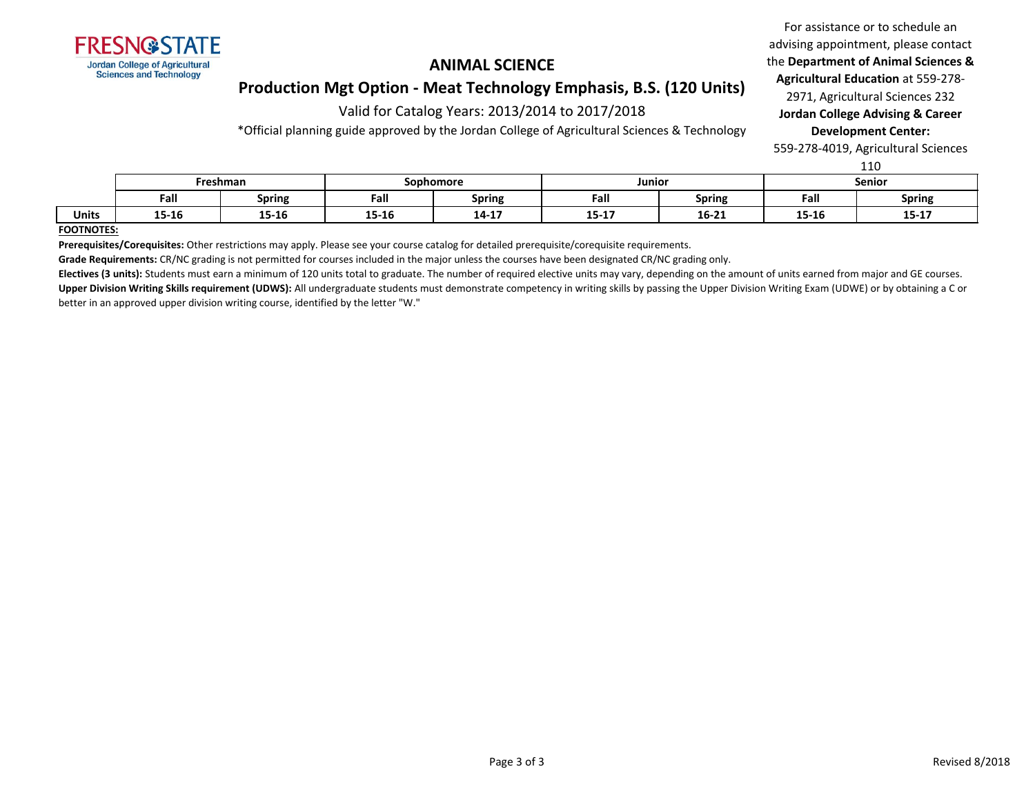# ANIMAL SCIENCE

## Production Mgt Option - Meat Technology Emphasis, B.S. (120 Units)

Valid for Catalog Years: 2013/2014 to 2017/2018

*Official planning guide approved by the Jordan College of Agricultural Sciences & Technology

For assistance or to schedule an advising appointment, please contact the **Department of Animal Sciences & Agricultural Education** at 559-278-2971, Agricultural Sciences 232

**Jordan College Advising & Career Development Center:**
559-278-4019, Agricultural Sciences 110

| | Freshman | | Sophomore | | Junior | | Senior | |
|---|---|---|---|---|---|---|---|---|
| | Fall | Spring | Fall | Spring | Fall | Spring | Fall | Spring |
| Units | 15-16 | 15-16 | 15-16 | 14-17 | 15-17 | 16-21 | 15-16 | 15-17 |

**FOOTNOTES:**

**Prerequisites/Corequisites:** Other restrictions may apply. Please see your course catalog for detailed prerequisite/corequisite requirements.

**Grade Requirements:** CR/NC grading is not permitted for courses included in the major unless the courses have been designated CR/NC grading only.

**Electives (3 units):** Students must earn a minimum of 120 units total to graduate. The number of required elective units may vary, depending on the amount of units earned from major and GE courses.

**Upper Division Writing Skills requirement (UDWS):** All undergraduate students must demonstrate competency in writing skills by passing the Upper Division Writing Exam (UDWE) or by obtaining a C or better in an approved upper division writing course, identified by the letter "W."

Revised 8/2018